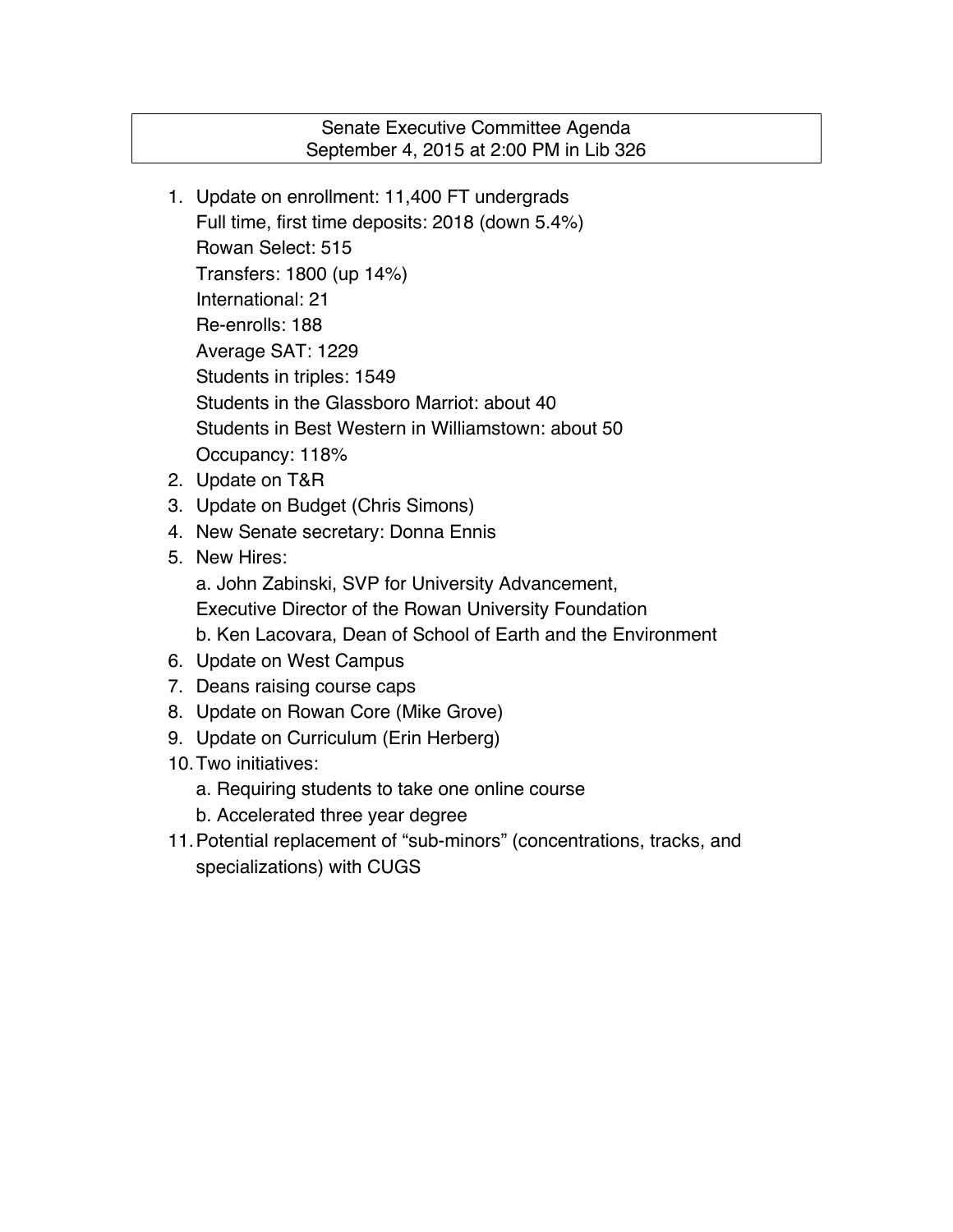# Senate Executive Committee Agenda
## September 4, 2015 at 2:00 PM in Lib 326

1. Update on enrollment: 11,400 FT undergrads
   Full time, first time deposits: 2018 (down 5.4%)
   Rowan Select: 515
   Transfers: 1800 (up 14%)
   International: 21
   Re-enrolls: 188
   Average SAT: 1229
   Students in triples: 1549
   Students in the Glassboro Marriot: about 40
   Students in Best Western in Williamstown: about 50
   Occupancy: 118%
2. Update on T&R
3. Update on Budget (Chris Simons)
4. New Senate secretary: Donna Ennis
5. New Hires:
   a. John Zabinski, SVP for University Advancement,
   Executive Director of the Rowan University Foundation
   b. Ken Lacovara, Dean of School of Earth and the Environment
6. Update on West Campus
7. Deans raising course caps
8. Update on Rowan Core (Mike Grove)
9. Update on Curriculum (Erin Herberg)
10. Two initiatives:
    a. Requiring students to take one online course
    b. Accelerated three year degree
11. Potential replacement of "sub-minors" (concentrations, tracks, and specializations) with CUGS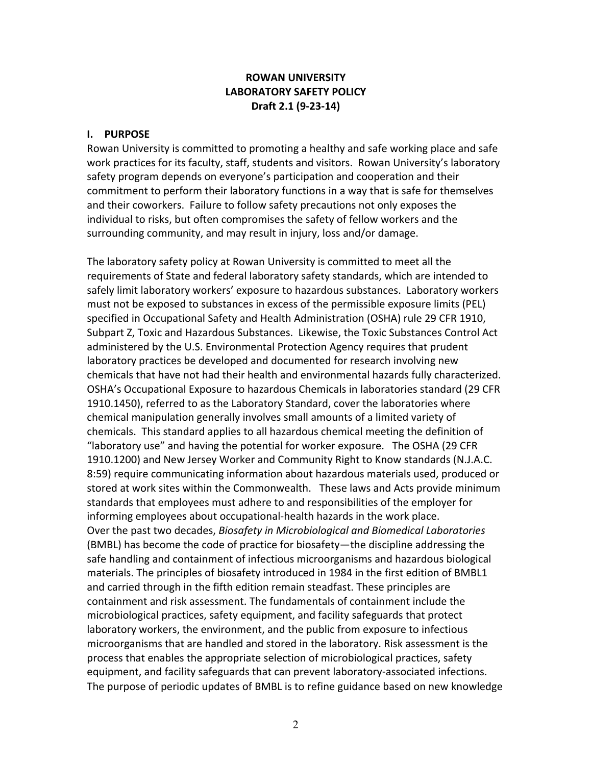**ROWAN UNIVERSITY**
**LABORATORY SAFETY POLICY**
**Draft 2.1 (9-23-14)**

## I. PURPOSE

Rowan University is committed to promoting a healthy and safe working place and safe work practices for its faculty, staff, students and visitors. Rowan University's laboratory safety program depends on everyone's participation and cooperation and their commitment to perform their laboratory functions in a way that is safe for themselves and their coworkers. Failure to follow safety precautions not only exposes the individual to risks, but often compromises the safety of fellow workers and the surrounding community, and may result in injury, loss and/or damage.

The laboratory safety policy at Rowan University is committed to meet all the requirements of State and federal laboratory safety standards, which are intended to safely limit laboratory workers' exposure to hazardous substances. Laboratory workers must not be exposed to substances in excess of the permissible exposure limits (PEL) specified in Occupational Safety and Health Administration (OSHA) rule 29 CFR 1910, Subpart Z, Toxic and Hazardous Substances. Likewise, the Toxic Substances Control Act administered by the U.S. Environmental Protection Agency requires that prudent laboratory practices be developed and documented for research involving new chemicals that have not had their health and environmental hazards fully characterized. OSHA's Occupational Exposure to hazardous Chemicals in laboratories standard (29 CFR 1910.1450), referred to as the Laboratory Standard, cover the laboratories where chemical manipulation generally involves small amounts of a limited variety of chemicals. This standard applies to all hazardous chemical meeting the definition of "laboratory use" and having the potential for worker exposure. The OSHA (29 CFR 1910.1200) and New Jersey Worker and Community Right to Know standards (N.J.A.C. 8:59) require communicating information about hazardous materials used, produced or stored at work sites within the Commonwealth. These laws and Acts provide minimum standards that employees must adhere to and responsibilities of the employer for informing employees about occupational-health hazards in the work place.
Over the past two decades, *Biosafety in Microbiological and Biomedical Laboratories* (BMBL) has become the code of practice for biosafety—the discipline addressing the safe handling and containment of infectious microorganisms and hazardous biological materials. The principles of biosafety introduced in 1984 in the first edition of BMBL1 and carried through in the fifth edition remain steadfast. These principles are containment and risk assessment. The fundamentals of containment include the microbiological practices, safety equipment, and facility safeguards that protect laboratory workers, the environment, and the public from exposure to infectious microorganisms that are handled and stored in the laboratory. Risk assessment is the process that enables the appropriate selection of microbiological practices, safety equipment, and facility safeguards that can prevent laboratory-associated infections. The purpose of periodic updates of BMBL is to refine guidance based on new knowledge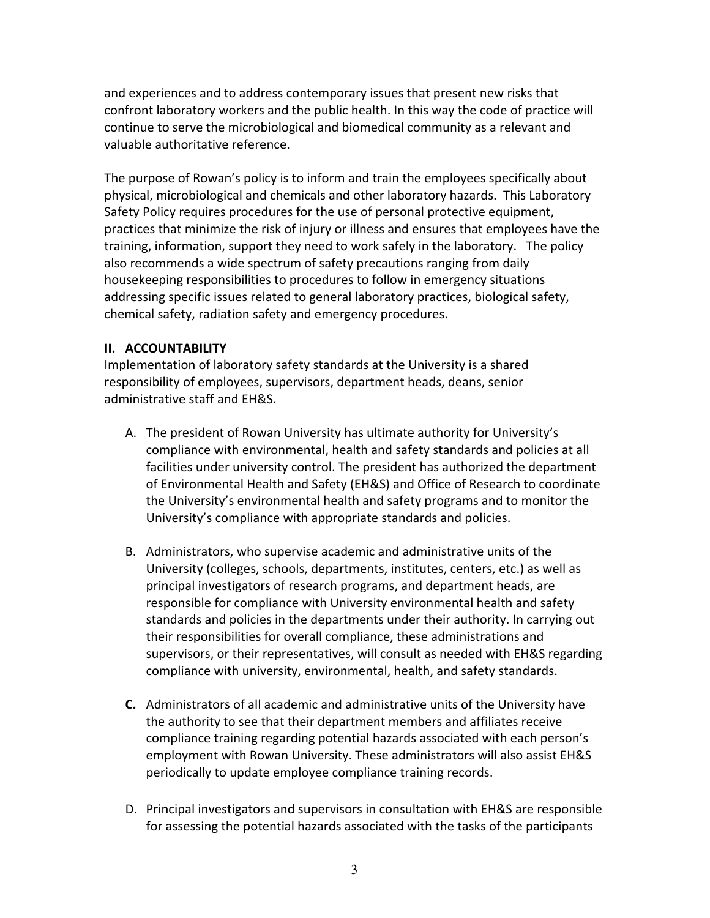and experiences and to address contemporary issues that present new risks that confront laboratory workers and the public health. In this way the code of practice will continue to serve the microbiological and biomedical community as a relevant and valuable authoritative reference.

The purpose of Rowan's policy is to inform and train the employees specifically about physical, microbiological and chemicals and other laboratory hazards. This Laboratory Safety Policy requires procedures for the use of personal protective equipment, practices that minimize the risk of injury or illness and ensures that employees have the training, information, support they need to work safely in the laboratory. The policy also recommends a wide spectrum of safety precautions ranging from daily housekeeping responsibilities to procedures to follow in emergency situations addressing specific issues related to general laboratory practices, biological safety, chemical safety, radiation safety and emergency procedures.

## II. ACCOUNTABILITY

Implementation of laboratory safety standards at the University is a shared responsibility of employees, supervisors, department heads, deans, senior administrative staff and EH&S.

A. The president of Rowan University has ultimate authority for University's compliance with environmental, health and safety standards and policies at all facilities under university control. The president has authorized the department of Environmental Health and Safety (EH&S) and Office of Research to coordinate the University's environmental health and safety programs and to monitor the University's compliance with appropriate standards and policies.

B. Administrators, who supervise academic and administrative units of the University (colleges, schools, departments, institutes, centers, etc.) as well as principal investigators of research programs, and department heads, are responsible for compliance with University environmental health and safety standards and policies in the departments under their authority. In carrying out their responsibilities for overall compliance, these administrations and supervisors, or their representatives, will consult as needed with EH&S regarding compliance with university, environmental, health, and safety standards.

**C.** Administrators of all academic and administrative units of the University have the authority to see that their department members and affiliates receive compliance training regarding potential hazards associated with each person's employment with Rowan University. These administrators will also assist EH&S periodically to update employee compliance training records.

D. Principal investigators and supervisors in consultation with EH&S are responsible for assessing the potential hazards associated with the tasks of the participants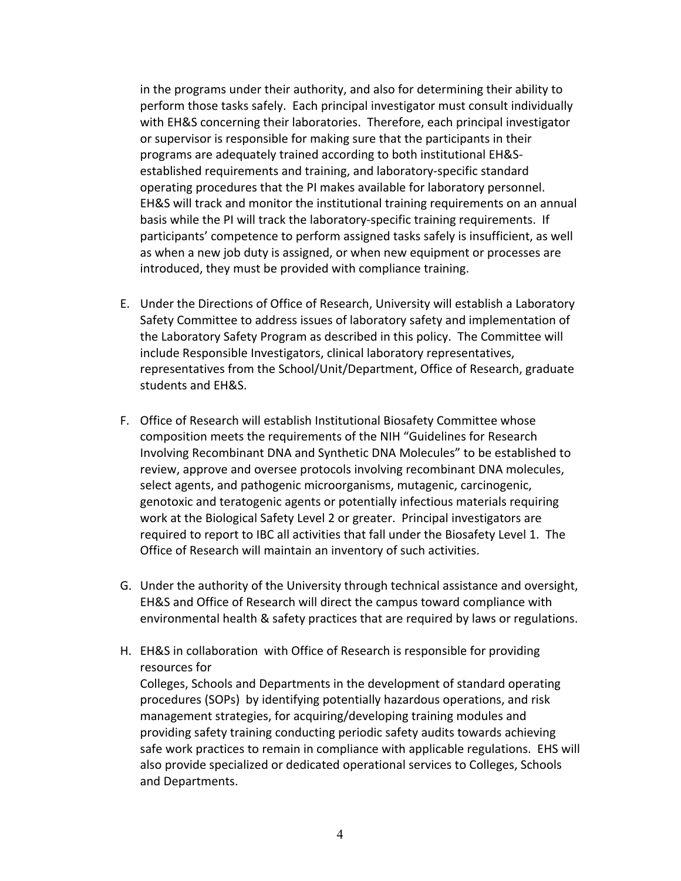in the programs under their authority, and also for determining their ability to perform those tasks safely. Each principal investigator must consult individually with EH&S concerning their laboratories. Therefore, each principal investigator or supervisor is responsible for making sure that the participants in their programs are adequately trained according to both institutional EH&S-established requirements and training, and laboratory-specific standard operating procedures that the PI makes available for laboratory personnel. EH&S will track and monitor the institutional training requirements on an annual basis while the PI will track the laboratory-specific training requirements. If participants' competence to perform assigned tasks safely is insufficient, as well as when a new job duty is assigned, or when new equipment or processes are introduced, they must be provided with compliance training.

E. Under the Directions of Office of Research, University will establish a Laboratory Safety Committee to address issues of laboratory safety and implementation of the Laboratory Safety Program as described in this policy. The Committee will include Responsible Investigators, clinical laboratory representatives, representatives from the School/Unit/Department, Office of Research, graduate students and EH&S.

F. Office of Research will establish Institutional Biosafety Committee whose composition meets the requirements of the NIH "Guidelines for Research Involving Recombinant DNA and Synthetic DNA Molecules" to be established to review, approve and oversee protocols involving recombinant DNA molecules, select agents, and pathogenic microorganisms, mutagenic, carcinogenic, genotoxic and teratogenic agents or potentially infectious materials requiring work at the Biological Safety Level 2 or greater. Principal investigators are required to report to IBC all activities that fall under the Biosafety Level 1. The Office of Research will maintain an inventory of such activities.

G. Under the authority of the University through technical assistance and oversight, EH&S and Office of Research will direct the campus toward compliance with environmental health & safety practices that are required by laws or regulations.

H. EH&S in collaboration with Office of Research is responsible for providing resources for Colleges, Schools and Departments in the development of standard operating procedures (SOPs) by identifying potentially hazardous operations, and risk management strategies, for acquiring/developing training modules and providing safety training conducting periodic safety audits towards achieving safe work practices to remain in compliance with applicable regulations. EHS will also provide specialized or dedicated operational services to Colleges, Schools and Departments.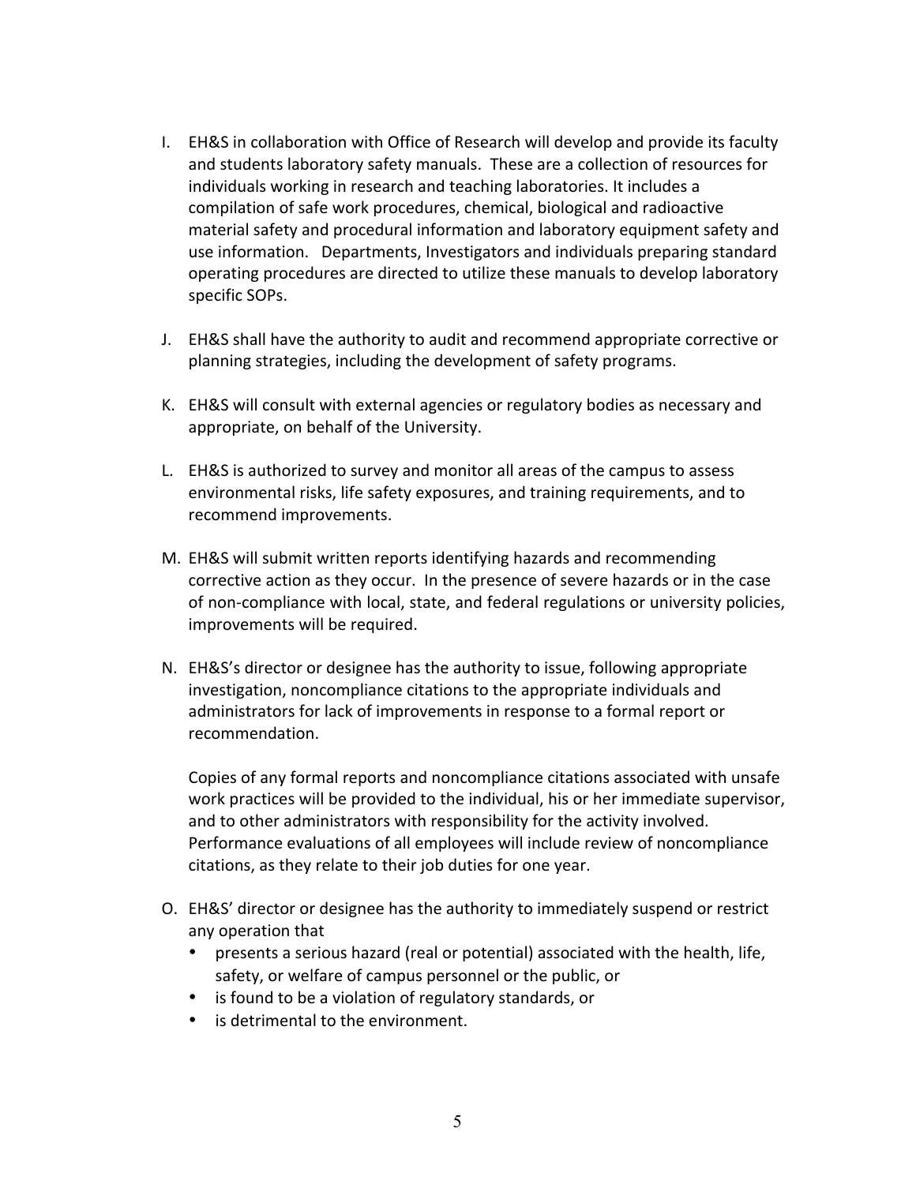I. EH&S in collaboration with Office of Research will develop and provide its faculty and students laboratory safety manuals. These are a collection of resources for individuals working in research and teaching laboratories. It includes a compilation of safe work procedures, chemical, biological and radioactive material safety and procedural information and laboratory equipment safety and use information. Departments, Investigators and individuals preparing standard operating procedures are directed to utilize these manuals to develop laboratory specific SOPs.

J. EH&S shall have the authority to audit and recommend appropriate corrective or planning strategies, including the development of safety programs.

K. EH&S will consult with external agencies or regulatory bodies as necessary and appropriate, on behalf of the University.

L. EH&S is authorized to survey and monitor all areas of the campus to assess environmental risks, life safety exposures, and training requirements, and to recommend improvements.

M. EH&S will submit written reports identifying hazards and recommending corrective action as they occur. In the presence of severe hazards or in the case of non-compliance with local, state, and federal regulations or university policies, improvements will be required.

N. EH&S's director or designee has the authority to issue, following appropriate investigation, noncompliance citations to the appropriate individuals and administrators for lack of improvements in response to a formal report or recommendation.

   Copies of any formal reports and noncompliance citations associated with unsafe work practices will be provided to the individual, his or her immediate supervisor, and to other administrators with responsibility for the activity involved. Performance evaluations of all employees will include review of noncompliance citations, as they relate to their job duties for one year.

O. EH&S' director or designee has the authority to immediately suspend or restrict any operation that
   - presents a serious hazard (real or potential) associated with the health, life, safety, or welfare of campus personnel or the public, or
   - is found to be a violation of regulatory standards, or
   - is detrimental to the environment.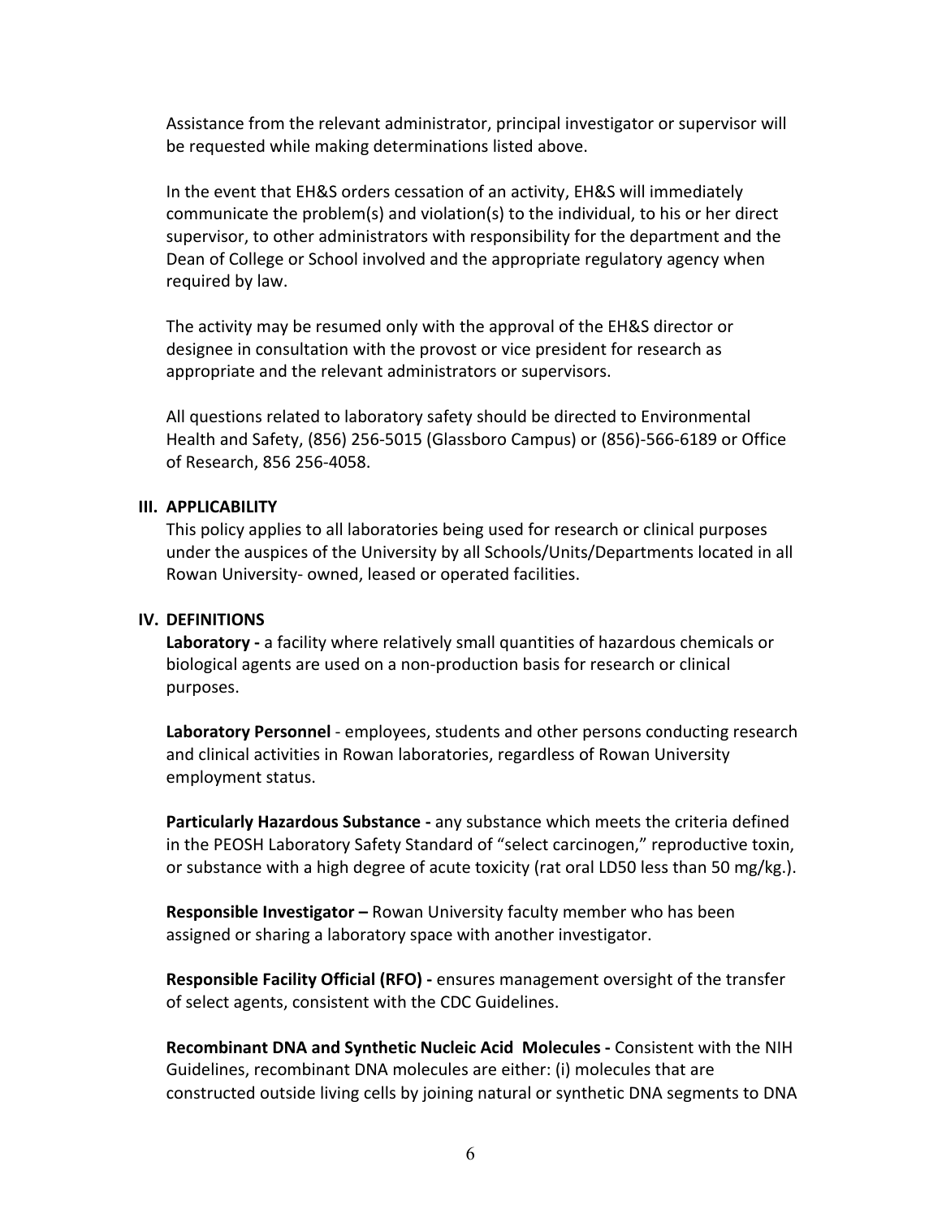Assistance from the relevant administrator, principal investigator or supervisor will be requested while making determinations listed above.

In the event that EH&S orders cessation of an activity, EH&S will immediately communicate the problem(s) and violation(s) to the individual, to his or her direct supervisor, to other administrators with responsibility for the department and the Dean of College or School involved and the appropriate regulatory agency when required by law.

The activity may be resumed only with the approval of the EH&S director or designee in consultation with the provost or vice president for research as appropriate and the relevant administrators or supervisors.

All questions related to laboratory safety should be directed to Environmental Health and Safety, (856) 256-5015 (Glassboro Campus) or (856)-566-6189 or Office of Research, 856 256-4058.

## III. APPLICABILITY

This policy applies to all laboratories being used for research or clinical purposes under the auspices of the University by all Schools/Units/Departments located in all Rowan University- owned, leased or operated facilities.

## IV. DEFINITIONS

**Laboratory -** a facility where relatively small quantities of hazardous chemicals or biological agents are used on a non-production basis for research or clinical purposes.

**Laboratory Personnel** - employees, students and other persons conducting research and clinical activities in Rowan laboratories, regardless of Rowan University employment status.

**Particularly Hazardous Substance -** any substance which meets the criteria defined in the PEOSH Laboratory Safety Standard of "select carcinogen," reproductive toxin, or substance with a high degree of acute toxicity (rat oral LD50 less than 50 mg/kg.).

**Responsible Investigator –** Rowan University faculty member who has been assigned or sharing a laboratory space with another investigator.

**Responsible Facility Official (RFO) -** ensures management oversight of the transfer of select agents, consistent with the CDC Guidelines.

**Recombinant DNA and Synthetic Nucleic Acid Molecules -** Consistent with the NIH Guidelines, recombinant DNA molecules are either: (i) molecules that are constructed outside living cells by joining natural or synthetic DNA segments to DNA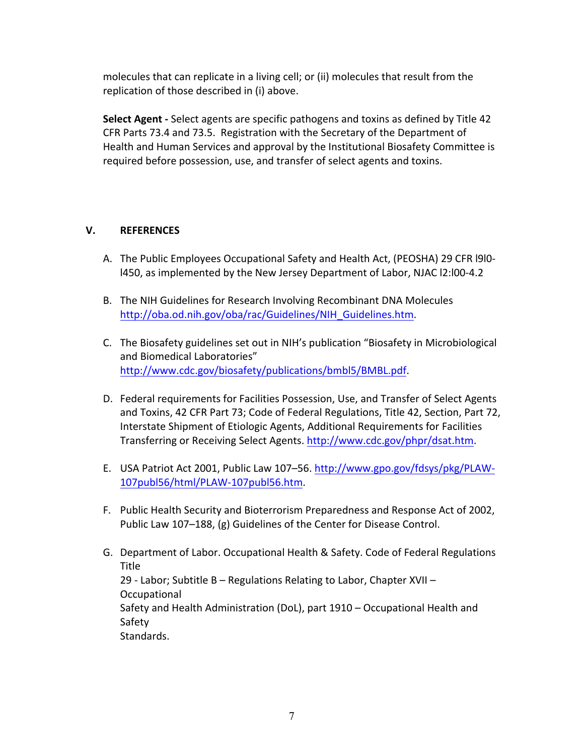molecules that can replicate in a living cell; or (ii) molecules that result from the replication of those described in (i) above.

**Select Agent -** Select agents are specific pathogens and toxins as defined by Title 42 CFR Parts 73.4 and 73.5. Registration with the Secretary of the Department of Health and Human Services and approval by the Institutional Biosafety Committee is required before possession, use, and transfer of select agents and toxins.

## V. REFERENCES

A. The Public Employees Occupational Safety and Health Act, (PEOSHA) 29 CFR l9l0-l450, as implemented by the New Jersey Department of Labor, NJAC l2:l00-4.2

B. The NIH Guidelines for Research Involving Recombinant DNA Molecules http://oba.od.nih.gov/oba/rac/Guidelines/NIH_Guidelines.htm.

C. The Biosafety guidelines set out in NIH's publication "Biosafety in Microbiological and Biomedical Laboratories" http://www.cdc.gov/biosafety/publications/bmbl5/BMBL.pdf.

D. Federal requirements for Facilities Possession, Use, and Transfer of Select Agents and Toxins, 42 CFR Part 73; Code of Federal Regulations, Title 42, Section, Part 72, Interstate Shipment of Etiologic Agents, Additional Requirements for Facilities Transferring or Receiving Select Agents. http://www.cdc.gov/phpr/dsat.htm.

E. USA Patriot Act 2001, Public Law 107–56. http://www.gpo.gov/fdsys/pkg/PLAW-107publ56/html/PLAW-107publ56.htm.

F. Public Health Security and Bioterrorism Preparedness and Response Act of 2002, Public Law 107–188, (g) Guidelines of the Center for Disease Control.

G. Department of Labor. Occupational Health & Safety. Code of Federal Regulations Title
29 - Labor; Subtitle B – Regulations Relating to Labor, Chapter XVII – Occupational
Safety and Health Administration (DoL), part 1910 – Occupational Health and Safety
Standards.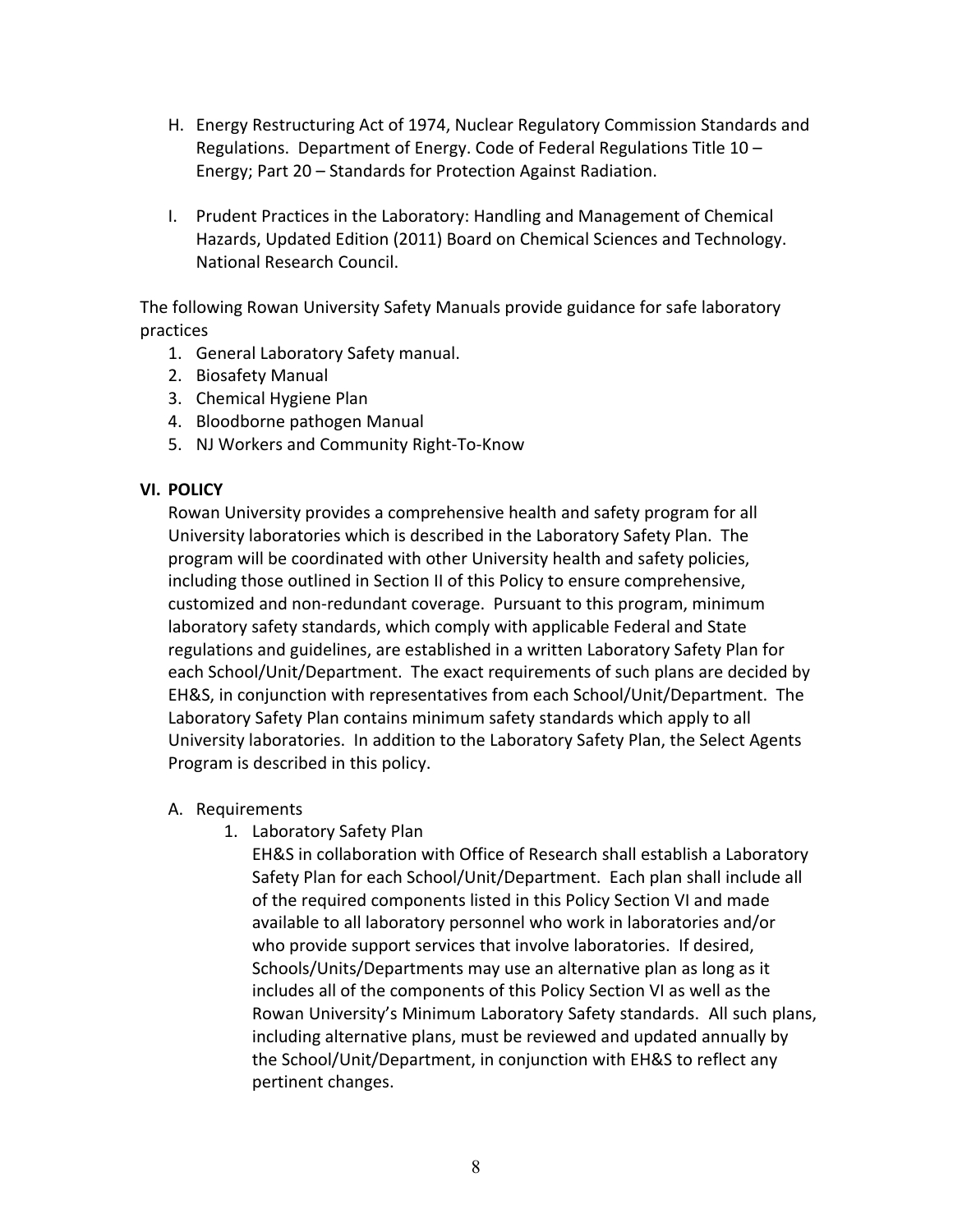H. Energy Restructuring Act of 1974, Nuclear Regulatory Commission Standards and Regulations. Department of Energy. Code of Federal Regulations Title 10 – Energy; Part 20 – Standards for Protection Against Radiation.

I. Prudent Practices in the Laboratory: Handling and Management of Chemical Hazards, Updated Edition (2011) Board on Chemical Sciences and Technology. National Research Council.

The following Rowan University Safety Manuals provide guidance for safe laboratory practices

1. General Laboratory Safety manual.
2. Biosafety Manual
3. Chemical Hygiene Plan
4. Bloodborne pathogen Manual
5. NJ Workers and Community Right-To-Know

## VI. POLICY

Rowan University provides a comprehensive health and safety program for all University laboratories which is described in the Laboratory Safety Plan. The program will be coordinated with other University health and safety policies, including those outlined in Section II of this Policy to ensure comprehensive, customized and non-redundant coverage. Pursuant to this program, minimum laboratory safety standards, which comply with applicable Federal and State regulations and guidelines, are established in a written Laboratory Safety Plan for each School/Unit/Department. The exact requirements of such plans are decided by EH&S, in conjunction with representatives from each School/Unit/Department. The Laboratory Safety Plan contains minimum safety standards which apply to all University laboratories. In addition to the Laboratory Safety Plan, the Select Agents Program is described in this policy.

A. Requirements

1. Laboratory Safety Plan

   EH&S in collaboration with Office of Research shall establish a Laboratory Safety Plan for each School/Unit/Department. Each plan shall include all of the required components listed in this Policy Section VI and made available to all laboratory personnel who work in laboratories and/or who provide support services that involve laboratories. If desired, Schools/Units/Departments may use an alternative plan as long as it includes all of the components of this Policy Section VI as well as the Rowan University's Minimum Laboratory Safety standards. All such plans, including alternative plans, must be reviewed and updated annually by the School/Unit/Department, in conjunction with EH&S to reflect any pertinent changes.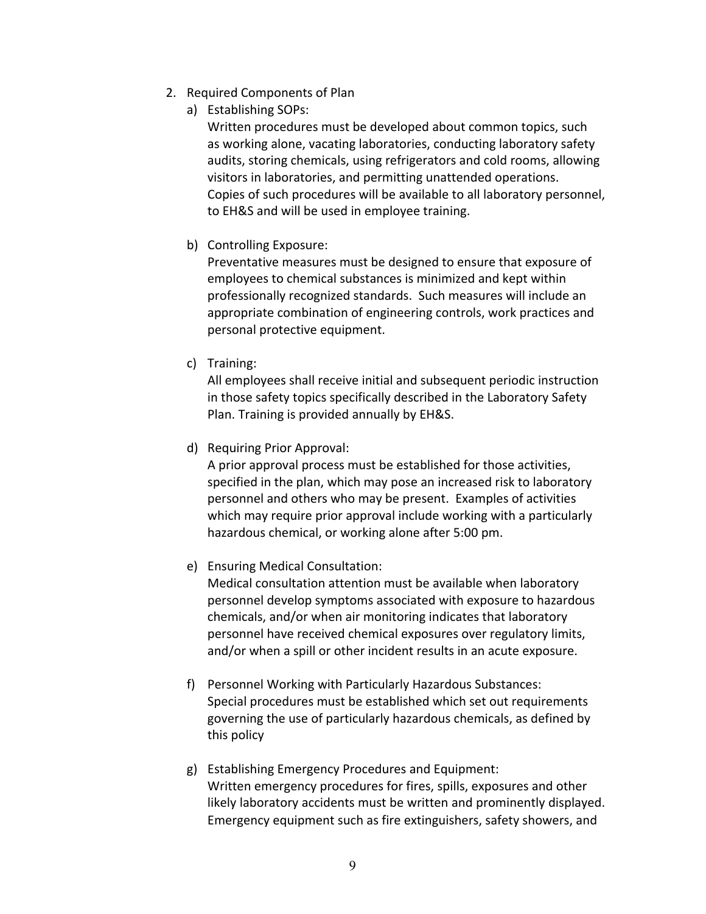2. Required Components of Plan
   a) Establishing SOPs:
      Written procedures must be developed about common topics, such as working alone, vacating laboratories, conducting laboratory safety audits, storing chemicals, using refrigerators and cold rooms, allowing visitors in laboratories, and permitting unattended operations. Copies of such procedures will be available to all laboratory personnel, to EH&S and will be used in employee training.

   b) Controlling Exposure:
      Preventative measures must be designed to ensure that exposure of employees to chemical substances is minimized and kept within professionally recognized standards. Such measures will include an appropriate combination of engineering controls, work practices and personal protective equipment.

   c) Training:
      All employees shall receive initial and subsequent periodic instruction in those safety topics specifically described in the Laboratory Safety Plan. Training is provided annually by EH&S.

   d) Requiring Prior Approval:
      A prior approval process must be established for those activities, specified in the plan, which may pose an increased risk to laboratory personnel and others who may be present. Examples of activities which may require prior approval include working with a particularly hazardous chemical, or working alone after 5:00 pm.

   e) Ensuring Medical Consultation:
      Medical consultation attention must be available when laboratory personnel develop symptoms associated with exposure to hazardous chemicals, and/or when air monitoring indicates that laboratory personnel have received chemical exposures over regulatory limits, and/or when a spill or other incident results in an acute exposure.

   f) Personnel Working with Particularly Hazardous Substances:
      Special procedures must be established which set out requirements governing the use of particularly hazardous chemicals, as defined by this policy

   g) Establishing Emergency Procedures and Equipment:
      Written emergency procedures for fires, spills, exposures and other likely laboratory accidents must be written and prominently displayed. Emergency equipment such as fire extinguishers, safety showers, and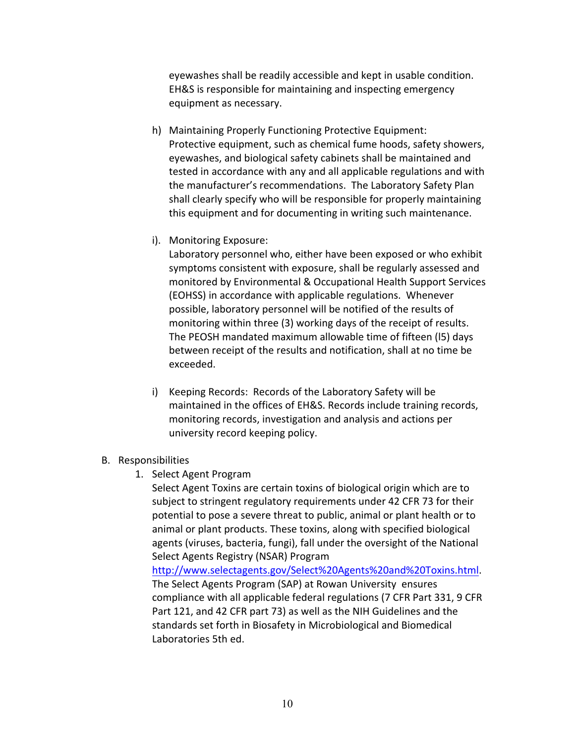eyewashes shall be readily accessible and kept in usable condition. EH&S is responsible for maintaining and inspecting emergency equipment as necessary.

h) Maintaining Properly Functioning Protective Equipment: Protective equipment, such as chemical fume hoods, safety showers, eyewashes, and biological safety cabinets shall be maintained and tested in accordance with any and all applicable regulations and with the manufacturer's recommendations. The Laboratory Safety Plan shall clearly specify who will be responsible for properly maintaining this equipment and for documenting in writing such maintenance.

i). Monitoring Exposure:
Laboratory personnel who, either have been exposed or who exhibit symptoms consistent with exposure, shall be regularly assessed and monitored by Environmental & Occupational Health Support Services (EOHSS) in accordance with applicable regulations. Whenever possible, laboratory personnel will be notified of the results of monitoring within three (3) working days of the receipt of results. The PEOSH mandated maximum allowable time of fifteen (l5) days between receipt of the results and notification, shall at no time be exceeded.

i) Keeping Records: Records of the Laboratory Safety will be maintained in the offices of EH&S. Records include training records, monitoring records, investigation and analysis and actions per university record keeping policy.

B. Responsibilities

1. Select Agent Program
Select Agent Toxins are certain toxins of biological origin which are to subject to stringent regulatory requirements under 42 CFR 73 for their potential to pose a severe threat to public, animal or plant health or to animal or plant products. These toxins, along with specified biological agents (viruses, bacteria, fungi), fall under the oversight of the National Select Agents Registry (NSAR) Program [http://www.selectagents.gov/Select%20Agents%20and%20Toxins.html](http://www.selectagents.gov/Select%20Agents%20and%20Toxins.html).
The Select Agents Program (SAP) at Rowan University ensures compliance with all applicable federal regulations (7 CFR Part 331, 9 CFR Part 121, and 42 CFR part 73) as well as the NIH Guidelines and the standards set forth in Biosafety in Microbiological and Biomedical Laboratories 5th ed.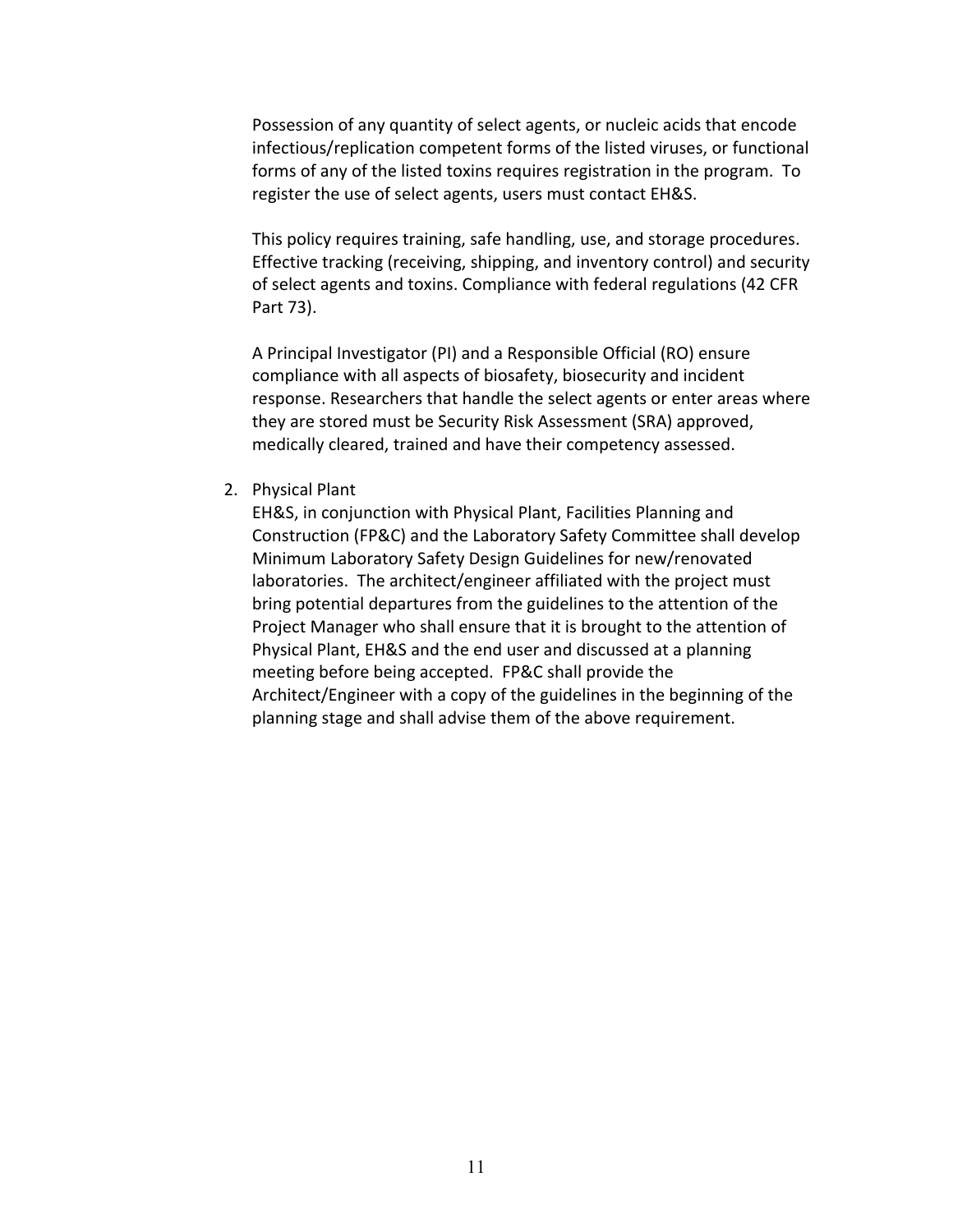Possession of any quantity of select agents, or nucleic acids that encode infectious/replication competent forms of the listed viruses, or functional forms of any of the listed toxins requires registration in the program. To register the use of select agents, users must contact EH&S.

This policy requires training, safe handling, use, and storage procedures. Effective tracking (receiving, shipping, and inventory control) and security of select agents and toxins. Compliance with federal regulations (42 CFR Part 73).

A Principal Investigator (PI) and a Responsible Official (RO) ensure compliance with all aspects of biosafety, biosecurity and incident response. Researchers that handle the select agents or enter areas where they are stored must be Security Risk Assessment (SRA) approved, medically cleared, trained and have their competency assessed.

2. Physical Plant
   EH&S, in conjunction with Physical Plant, Facilities Planning and Construction (FP&C) and the Laboratory Safety Committee shall develop Minimum Laboratory Safety Design Guidelines for new/renovated laboratories. The architect/engineer affiliated with the project must bring potential departures from the guidelines to the attention of the Project Manager who shall ensure that it is brought to the attention of Physical Plant, EH&S and the end user and discussed at a planning meeting before being accepted. FP&C shall provide the Architect/Engineer with a copy of the guidelines in the beginning of the planning stage and shall advise them of the above requirement.